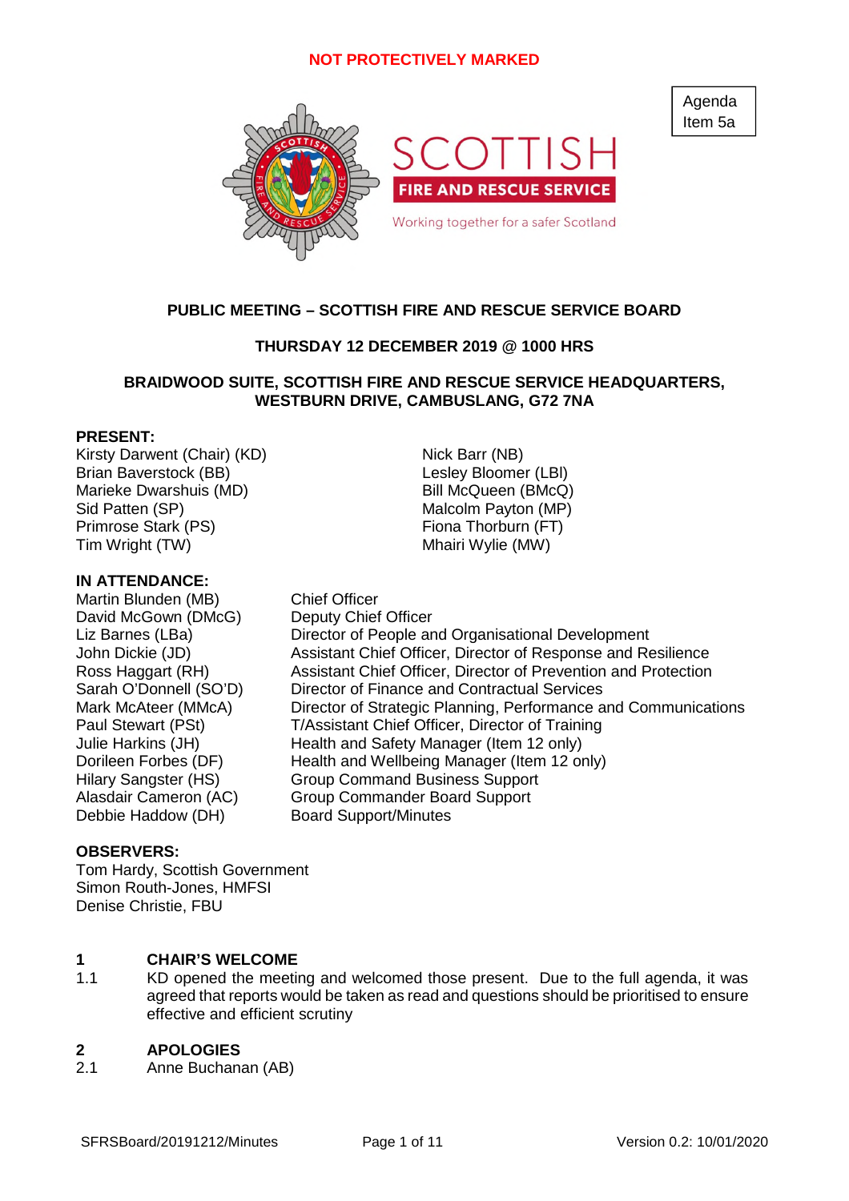NOT PROTECTIVELY MARKED

Agenda Item 5a

SCOTTISH FIRE AND RESCUE SERVICE

Working together for a safer Scotland

**PUBLIC MEETING – SCOTTISH FIRE AND RESCUE SERVICE BOARD**

**THURSDAY 12 DECEMBER 2019 @ 1000 HRS**

**BRAIDWOOD SUITE, SCOTTISH FIRE AND RESCUE SERVICE HEADQUARTERS, WESTBURN DRIVE, CAMBUSLANG, G72 7NA**

**PRESENT:**

Kirsty Darwent (Chair) (KD)
Brian Baverstock (BB)
Marieke Dwarshuis (MD)
Sid Patten (SP)
Primrose Stark (PS)
Tim Wright (TW)
Nick Barr (NB)
Lesley Bloomer (LBl)
Bill McQueen (BMcQ)
Malcolm Payton (MP)
Fiona Thorburn (FT)
Mhairi Wylie (MW)

**IN ATTENDANCE:**

| | |
|---|---|
| Martin Blunden (MB) | Chief Officer |
| David McGown (DMcG) | Deputy Chief Officer |
| Liz Barnes (LBa) | Director of People and Organisational Development |
| John Dickie (JD) | Assistant Chief Officer, Director of Response and Resilience |
| Ross Haggart (RH) | Assistant Chief Officer, Director of Prevention and Protection |
| Sarah O'Donnell (SO'D) | Director of Finance and Contractual Services |
| Mark McAteer (MMcA) | Director of Strategic Planning, Performance and Communications |
| Paul Stewart (PSt) | T/Assistant Chief Officer, Director of Training |
| Julie Harkins (JH) | Health and Safety Manager (Item 12 only) |
| Dorileen Forbes (DF) | Health and Wellbeing Manager (Item 12 only) |
| Hilary Sangster (HS) | Group Command Business Support |
| Alasdair Cameron (AC) | Group Commander Board Support |
| Debbie Haddow (DH) | Board Support/Minutes |

**OBSERVERS:**

Tom Hardy, Scottish Government
Simon Routh-Jones, HMFSI
Denise Christie, FBU

## 1 CHAIR'S WELCOME

1.1 KD opened the meeting and welcomed those present. Due to the full agenda, it was agreed that reports would be taken as read and questions should be prioritised to ensure effective and efficient scrutiny

## 2 APOLOGIES

2.1 Anne Buchanan (AB)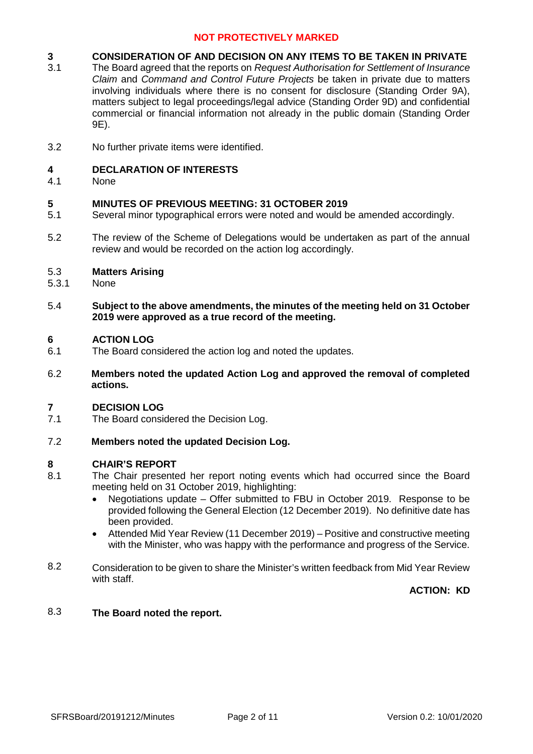**NOT PROTECTIVELY MARKED**

**3 CONSIDERATION OF AND DECISION ON ANY ITEMS TO BE TAKEN IN PRIVATE**

3.1 The Board agreed that the reports on *Request Authorisation for Settlement of Insurance Claim* and *Command and Control Future Projects* be taken in private due to matters involving individuals where there is no consent for disclosure (Standing Order 9A), matters subject to legal proceedings/legal advice (Standing Order 9D) and confidential commercial or financial information not already in the public domain (Standing Order 9E).

3.2 No further private items were identified.

**4 DECLARATION OF INTERESTS**

4.1 None

**5 MINUTES OF PREVIOUS MEETING: 31 OCTOBER 2019**

5.1 Several minor typographical errors were noted and would be amended accordingly.

5.2 The review of the Scheme of Delegations would be undertaken as part of the annual review and would be recorded on the action log accordingly.

5.3 **Matters Arising**

5.3.1 None

5.4 **Subject to the above amendments, the minutes of the meeting held on 31 October 2019 were approved as a true record of the meeting.**

**6 ACTION LOG**

6.1 The Board considered the action log and noted the updates.

6.2 **Members noted the updated Action Log and approved the removal of completed actions.**

**7 DECISION LOG**

7.1 The Board considered the Decision Log.

7.2 **Members noted the updated Decision Log.**

**8 CHAIR'S REPORT**

8.1 The Chair presented her report noting events which had occurred since the Board meeting held on 31 October 2019, highlighting:

- Negotiations update – Offer submitted to FBU in October 2019. Response to be provided following the General Election (12 December 2019). No definitive date has been provided.
- Attended Mid Year Review (11 December 2019) – Positive and constructive meeting with the Minister, who was happy with the performance and progress of the Service.

8.2 Consideration to be given to share the Minister's written feedback from Mid Year Review with staff.

**ACTION: KD**

8.3 **The Board noted the report.**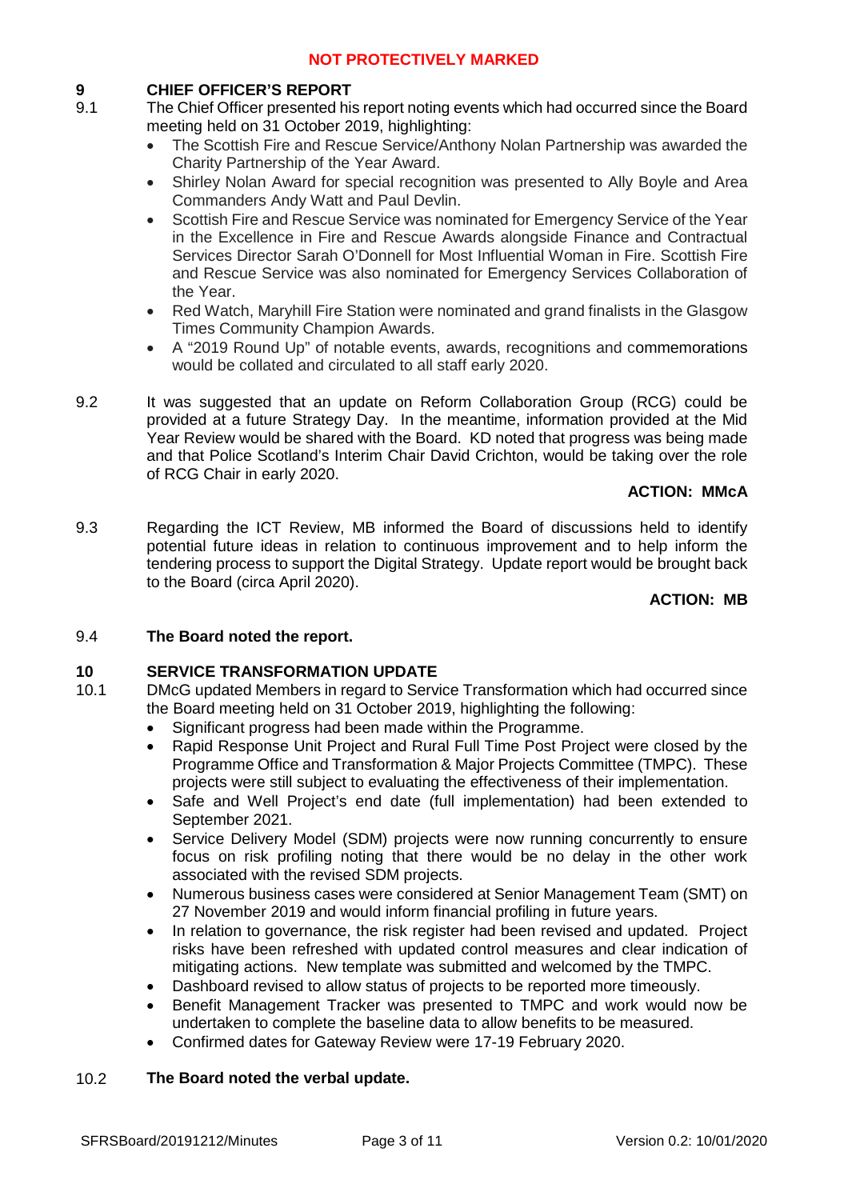## 9 CHIEF OFFICER'S REPORT

9.1 The Chief Officer presented his report noting events which had occurred since the Board meeting held on 31 October 2019, highlighting:

- The Scottish Fire and Rescue Service/Anthony Nolan Partnership was awarded the Charity Partnership of the Year Award.
- Shirley Nolan Award for special recognition was presented to Ally Boyle and Area Commanders Andy Watt and Paul Devlin.
- Scottish Fire and Rescue Service was nominated for Emergency Service of the Year in the Excellence in Fire and Rescue Awards alongside Finance and Contractual Services Director Sarah O'Donnell for Most Influential Woman in Fire. Scottish Fire and Rescue Service was also nominated for Emergency Services Collaboration of the Year.
- Red Watch, Maryhill Fire Station were nominated and grand finalists in the Glasgow Times Community Champion Awards.
- A "2019 Round Up" of notable events, awards, recognitions and commemorations would be collated and circulated to all staff early 2020.

9.2 It was suggested that an update on Reform Collaboration Group (RCG) could be provided at a future Strategy Day. In the meantime, information provided at the Mid Year Review would be shared with the Board. KD noted that progress was being made and that Police Scotland's Interim Chair David Crichton, would be taking over the role of RCG Chair in early 2020.

**ACTION: MMcA**

9.3 Regarding the ICT Review, MB informed the Board of discussions held to identify potential future ideas in relation to continuous improvement and to help inform the tendering process to support the Digital Strategy. Update report would be brought back to the Board (circa April 2020).

**ACTION: MB**

9.4 **The Board noted the report.**

## 10 SERVICE TRANSFORMATION UPDATE

10.1 DMcG updated Members in regard to Service Transformation which had occurred since the Board meeting held on 31 October 2019, highlighting the following:

- Significant progress had been made within the Programme.
- Rapid Response Unit Project and Rural Full Time Post Project were closed by the Programme Office and Transformation & Major Projects Committee (TMPC). These projects were still subject to evaluating the effectiveness of their implementation.
- Safe and Well Project's end date (full implementation) had been extended to September 2021.
- Service Delivery Model (SDM) projects were now running concurrently to ensure focus on risk profiling noting that there would be no delay in the other work associated with the revised SDM projects.
- Numerous business cases were considered at Senior Management Team (SMT) on 27 November 2019 and would inform financial profiling in future years.
- In relation to governance, the risk register had been revised and updated. Project risks have been refreshed with updated control measures and clear indication of mitigating actions. New template was submitted and welcomed by the TMPC.
- Dashboard revised to allow status of projects to be reported more timeously.
- Benefit Management Tracker was presented to TMPC and work would now be undertaken to complete the baseline data to allow benefits to be measured.
- Confirmed dates for Gateway Review were 17-19 February 2020.

10.2 **The Board noted the verbal update.**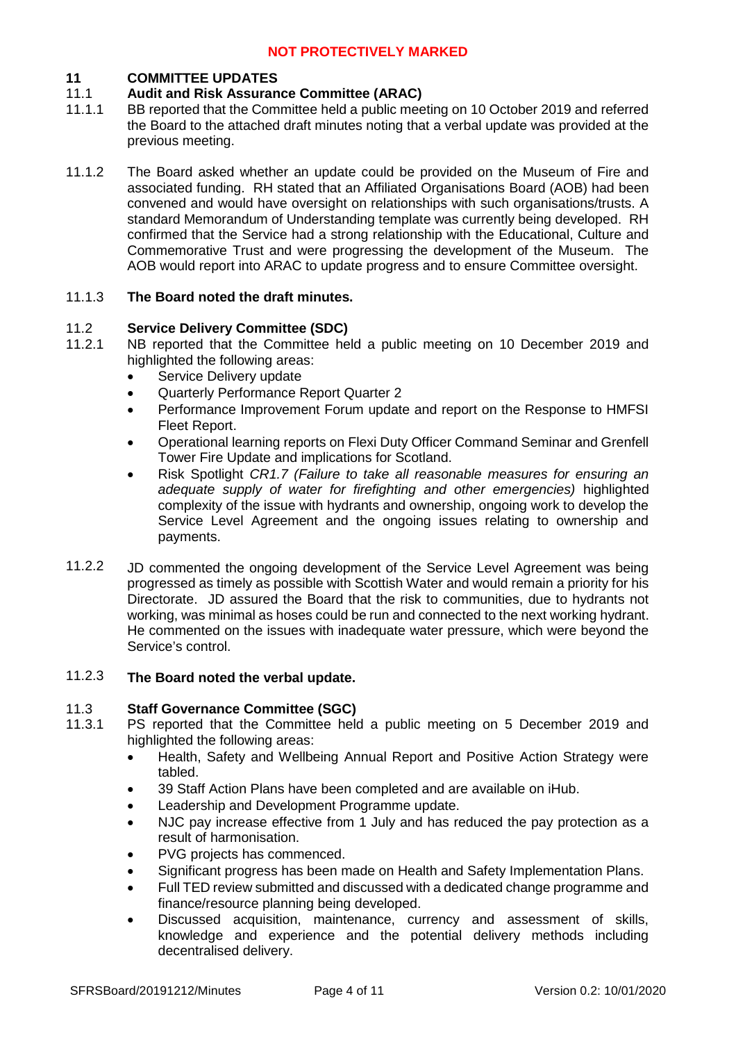## 11 COMMITTEE UPDATES

### 11.1 Audit and Risk Assurance Committee (ARAC)

11.1.1 BB reported that the Committee held a public meeting on 10 October 2019 and referred the Board to the attached draft minutes noting that a verbal update was provided at the previous meeting.

11.1.2 The Board asked whether an update could be provided on the Museum of Fire and associated funding. RH stated that an Affiliated Organisations Board (AOB) had been convened and would have oversight on relationships with such organisations/trusts. A standard Memorandum of Understanding template was currently being developed. RH confirmed that the Service had a strong relationship with the Educational, Culture and Commemorative Trust and were progressing the development of the Museum. The AOB would report into ARAC to update progress and to ensure Committee oversight.

11.1.3 **The Board noted the draft minutes.**

### 11.2 Service Delivery Committee (SDC)

11.2.1 NB reported that the Committee held a public meeting on 10 December 2019 and highlighted the following areas:

- Service Delivery update
- Quarterly Performance Report Quarter 2
- Performance Improvement Forum update and report on the Response to HMFSI Fleet Report.
- Operational learning reports on Flexi Duty Officer Command Seminar and Grenfell Tower Fire Update and implications for Scotland.
- Risk Spotlight *CR1.7 (Failure to take all reasonable measures for ensuring an adequate supply of water for firefighting and other emergencies)* highlighted complexity of the issue with hydrants and ownership, ongoing work to develop the Service Level Agreement and the ongoing issues relating to ownership and payments.

11.2.2 JD commented the ongoing development of the Service Level Agreement was being progressed as timely as possible with Scottish Water and would remain a priority for his Directorate. JD assured the Board that the risk to communities, due to hydrants not working, was minimal as hoses could be run and connected to the next working hydrant. He commented on the issues with inadequate water pressure, which were beyond the Service's control.

11.2.3 **The Board noted the verbal update.**

### 11.3 Staff Governance Committee (SGC)

11.3.1 PS reported that the Committee held a public meeting on 5 December 2019 and highlighted the following areas:

- Health, Safety and Wellbeing Annual Report and Positive Action Strategy were tabled.
- 39 Staff Action Plans have been completed and are available on iHub.
- Leadership and Development Programme update.
- NJC pay increase effective from 1 July and has reduced the pay protection as a result of harmonisation.
- PVG projects has commenced.
- Significant progress has been made on Health and Safety Implementation Plans.
- Full TED review submitted and discussed with a dedicated change programme and finance/resource planning being developed.
- Discussed acquisition, maintenance, currency and assessment of skills, knowledge and experience and the potential delivery methods including decentralised delivery.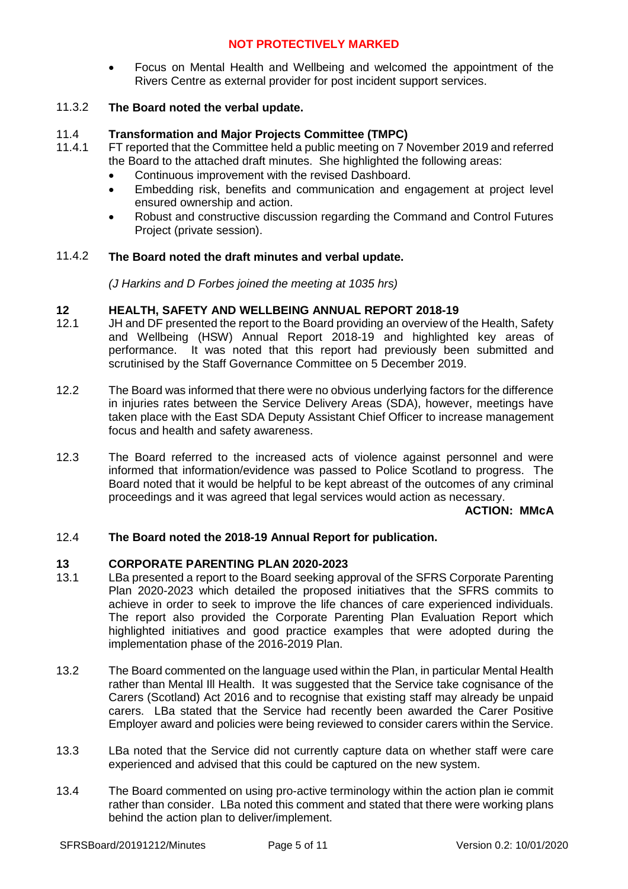- Focus on Mental Health and Wellbeing and welcomed the appointment of the Rivers Centre as external provider for post incident support services.

11.3.2 **The Board noted the verbal update.**

11.4 **Transformation and Major Projects Committee (TMPC)**

11.4.1 FT reported that the Committee held a public meeting on 7 November 2019 and referred the Board to the attached draft minutes. She highlighted the following areas:

- Continuous improvement with the revised Dashboard.
- Embedding risk, benefits and communication and engagement at project level ensured ownership and action.
- Robust and constructive discussion regarding the Command and Control Futures Project (private session).

11.4.2 **The Board noted the draft minutes and verbal update.**

*(J Harkins and D Forbes joined the meeting at 1035 hrs)*

## 12 HEALTH, SAFETY AND WELLBEING ANNUAL REPORT 2018-19

12.1 JH and DF presented the report to the Board providing an overview of the Health, Safety and Wellbeing (HSW) Annual Report 2018-19 and highlighted key areas of performance. It was noted that this report had previously been submitted and scrutinised by the Staff Governance Committee on 5 December 2019.

12.2 The Board was informed that there were no obvious underlying factors for the difference in injuries rates between the Service Delivery Areas (SDA), however, meetings have taken place with the East SDA Deputy Assistant Chief Officer to increase management focus and health and safety awareness.

12.3 The Board referred to the increased acts of violence against personnel and were informed that information/evidence was passed to Police Scotland to progress. The Board noted that it would be helpful to be kept abreast of the outcomes of any criminal proceedings and it was agreed that legal services would action as necessary.

**ACTION: MMcA**

12.4 **The Board noted the 2018-19 Annual Report for publication.**

## 13 CORPORATE PARENTING PLAN 2020-2023

13.1 LBa presented a report to the Board seeking approval of the SFRS Corporate Parenting Plan 2020-2023 which detailed the proposed initiatives that the SFRS commits to achieve in order to seek to improve the life chances of care experienced individuals. The report also provided the Corporate Parenting Plan Evaluation Report which highlighted initiatives and good practice examples that were adopted during the implementation phase of the 2016-2019 Plan.

13.2 The Board commented on the language used within the Plan, in particular Mental Health rather than Mental Ill Health. It was suggested that the Service take cognisance of the Carers (Scotland) Act 2016 and to recognise that existing staff may already be unpaid carers. LBa stated that the Service had recently been awarded the Carer Positive Employer award and policies were being reviewed to consider carers within the Service.

13.3 LBa noted that the Service did not currently capture data on whether staff were care experienced and advised that this could be captured on the new system.

13.4 The Board commented on using pro-active terminology within the action plan ie commit rather than consider. LBa noted this comment and stated that there were working plans behind the action plan to deliver/implement.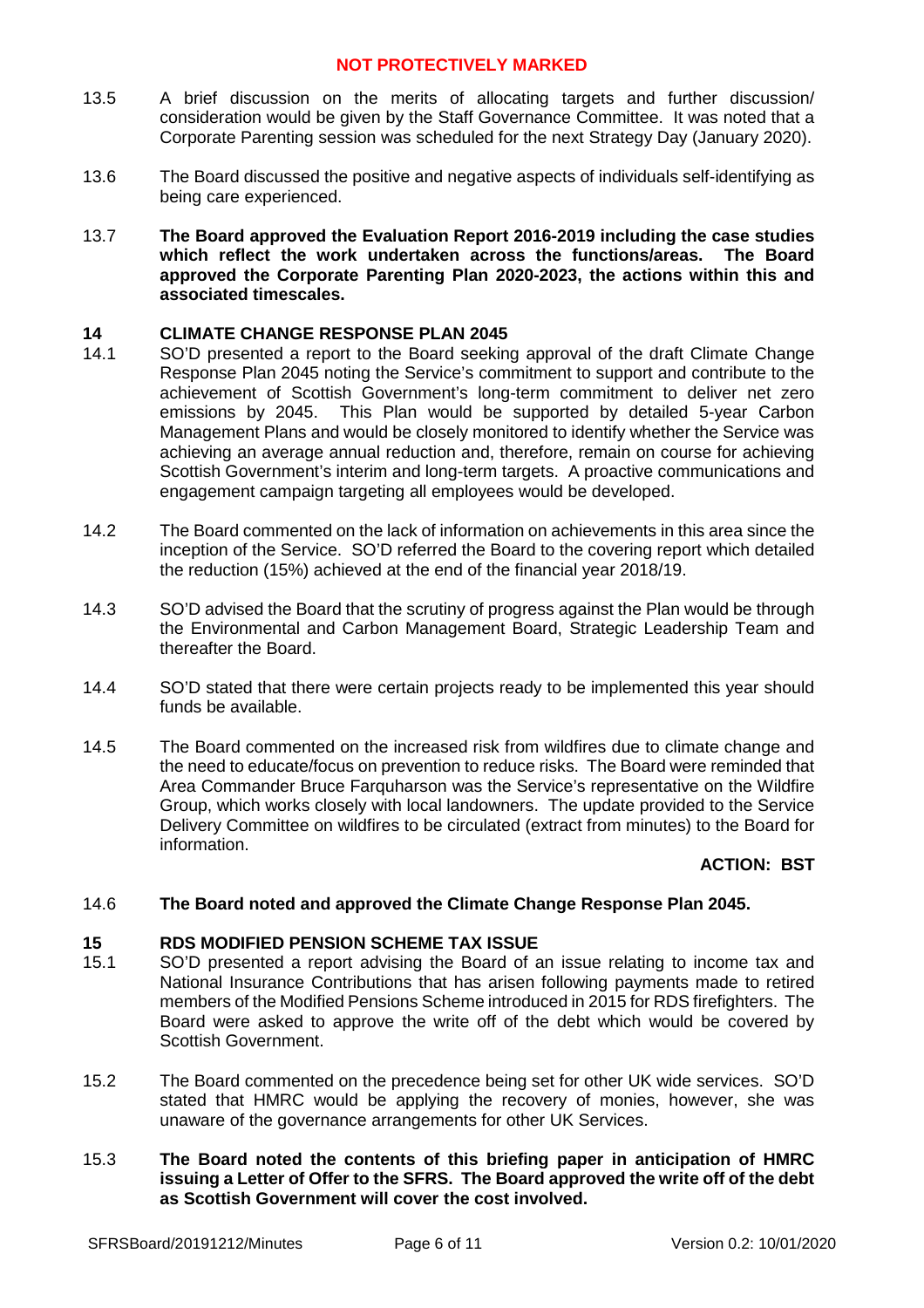13.5 A brief discussion on the merits of allocating targets and further discussion/ consideration would be given by the Staff Governance Committee. It was noted that a Corporate Parenting session was scheduled for the next Strategy Day (January 2020).

13.6 The Board discussed the positive and negative aspects of individuals self-identifying as being care experienced.

13.7 **The Board approved the Evaluation Report 2016-2019 including the case studies which reflect the work undertaken across the functions/areas. The Board approved the Corporate Parenting Plan 2020-2023, the actions within this and associated timescales.**

## 14 CLIMATE CHANGE RESPONSE PLAN 2045

14.1 SO'D presented a report to the Board seeking approval of the draft Climate Change Response Plan 2045 noting the Service's commitment to support and contribute to the achievement of Scottish Government's long-term commitment to deliver net zero emissions by 2045. This Plan would be supported by detailed 5-year Carbon Management Plans and would be closely monitored to identify whether the Service was achieving an average annual reduction and, therefore, remain on course for achieving Scottish Government's interim and long-term targets. A proactive communications and engagement campaign targeting all employees would be developed.

14.2 The Board commented on the lack of information on achievements in this area since the inception of the Service. SO'D referred the Board to the covering report which detailed the reduction (15%) achieved at the end of the financial year 2018/19.

14.3 SO'D advised the Board that the scrutiny of progress against the Plan would be through the Environmental and Carbon Management Board, Strategic Leadership Team and thereafter the Board.

14.4 SO'D stated that there were certain projects ready to be implemented this year should funds be available.

14.5 The Board commented on the increased risk from wildfires due to climate change and the need to educate/focus on prevention to reduce risks. The Board were reminded that Area Commander Bruce Farquharson was the Service's representative on the Wildfire Group, which works closely with local landowners. The update provided to the Service Delivery Committee on wildfires to be circulated (extract from minutes) to the Board for information.

**ACTION: BST**

14.6 **The Board noted and approved the Climate Change Response Plan 2045.**

## 15 RDS MODIFIED PENSION SCHEME TAX ISSUE

15.1 SO'D presented a report advising the Board of an issue relating to income tax and National Insurance Contributions that has arisen following payments made to retired members of the Modified Pensions Scheme introduced in 2015 for RDS firefighters. The Board were asked to approve the write off of the debt which would be covered by Scottish Government.

15.2 The Board commented on the precedence being set for other UK wide services. SO'D stated that HMRC would be applying the recovery of monies, however, she was unaware of the governance arrangements for other UK Services.

15.3 **The Board noted the contents of this briefing paper in anticipation of HMRC issuing a Letter of Offer to the SFRS. The Board approved the write off of the debt as Scottish Government will cover the cost involved.**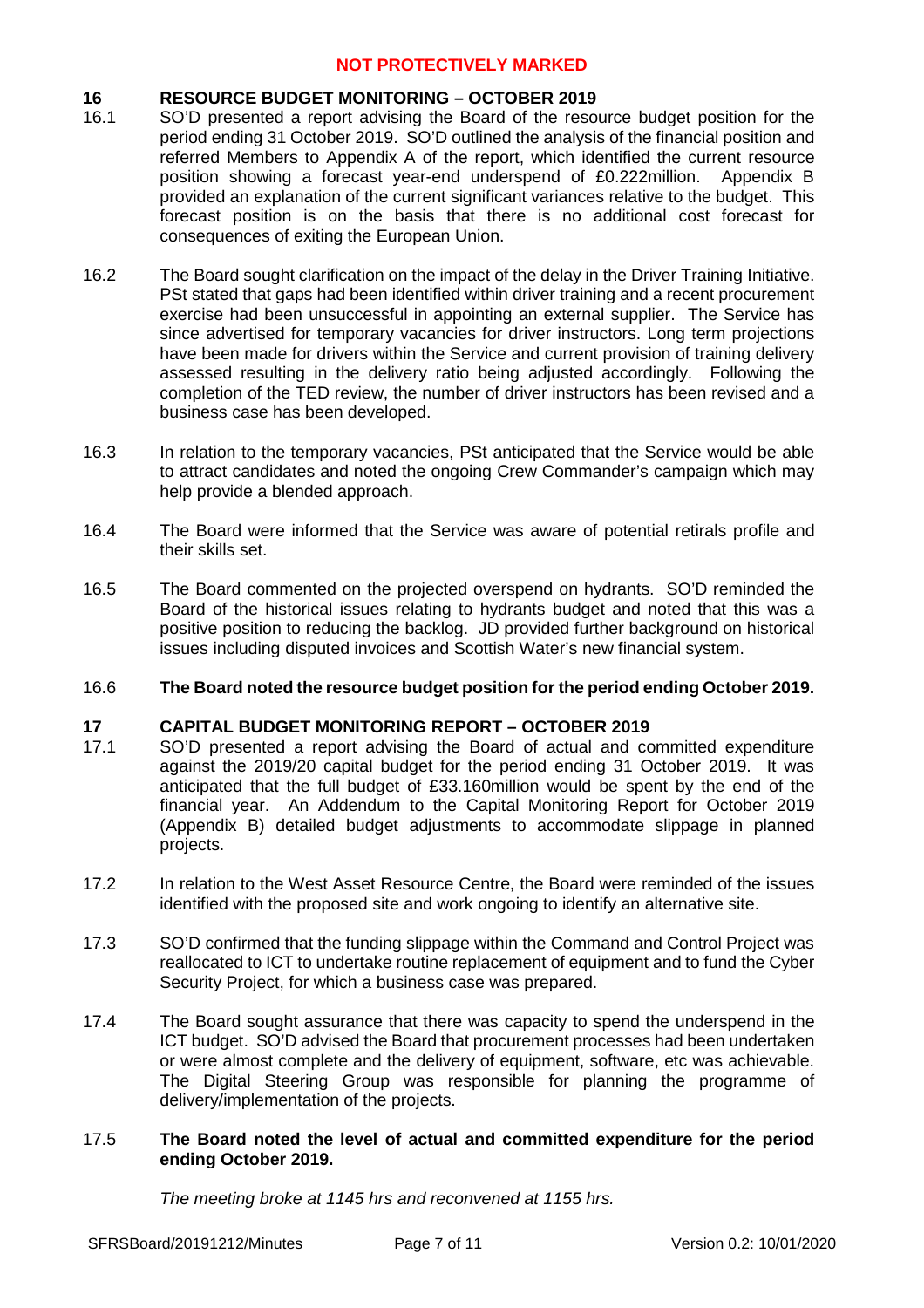## 16 RESOURCE BUDGET MONITORING – OCTOBER 2019

16.1 SO'D presented a report advising the Board of the resource budget position for the period ending 31 October 2019. SO'D outlined the analysis of the financial position and referred Members to Appendix A of the report, which identified the current resource position showing a forecast year-end underspend of £0.222million. Appendix B provided an explanation of the current significant variances relative to the budget. This forecast position is on the basis that there is no additional cost forecast for consequences of exiting the European Union.

16.2 The Board sought clarification on the impact of the delay in the Driver Training Initiative. PSt stated that gaps had been identified within driver training and a recent procurement exercise had been unsuccessful in appointing an external supplier. The Service has since advertised for temporary vacancies for driver instructors. Long term projections have been made for drivers within the Service and current provision of training delivery assessed resulting in the delivery ratio being adjusted accordingly. Following the completion of the TED review, the number of driver instructors has been revised and a business case has been developed.

16.3 In relation to the temporary vacancies, PSt anticipated that the Service would be able to attract candidates and noted the ongoing Crew Commander's campaign which may help provide a blended approach.

16.4 The Board were informed that the Service was aware of potential retirals profile and their skills set.

16.5 The Board commented on the projected overspend on hydrants. SO'D reminded the Board of the historical issues relating to hydrants budget and noted that this was a positive position to reducing the backlog. JD provided further background on historical issues including disputed invoices and Scottish Water's new financial system.

16.6 **The Board noted the resource budget position for the period ending October 2019.**

## 17 CAPITAL BUDGET MONITORING REPORT – OCTOBER 2019

17.1 SO'D presented a report advising the Board of actual and committed expenditure against the 2019/20 capital budget for the period ending 31 October 2019. It was anticipated that the full budget of £33.160million would be spent by the end of the financial year. An Addendum to the Capital Monitoring Report for October 2019 (Appendix B) detailed budget adjustments to accommodate slippage in planned projects.

17.2 In relation to the West Asset Resource Centre, the Board were reminded of the issues identified with the proposed site and work ongoing to identify an alternative site.

17.3 SO'D confirmed that the funding slippage within the Command and Control Project was reallocated to ICT to undertake routine replacement of equipment and to fund the Cyber Security Project, for which a business case was prepared.

17.4 The Board sought assurance that there was capacity to spend the underspend in the ICT budget. SO'D advised the Board that procurement processes had been undertaken or were almost complete and the delivery of equipment, software, etc was achievable. The Digital Steering Group was responsible for planning the programme of delivery/implementation of the projects.

17.5 **The Board noted the level of actual and committed expenditure for the period ending October 2019.**

*The meeting broke at 1145 hrs and reconvened at 1155 hrs.*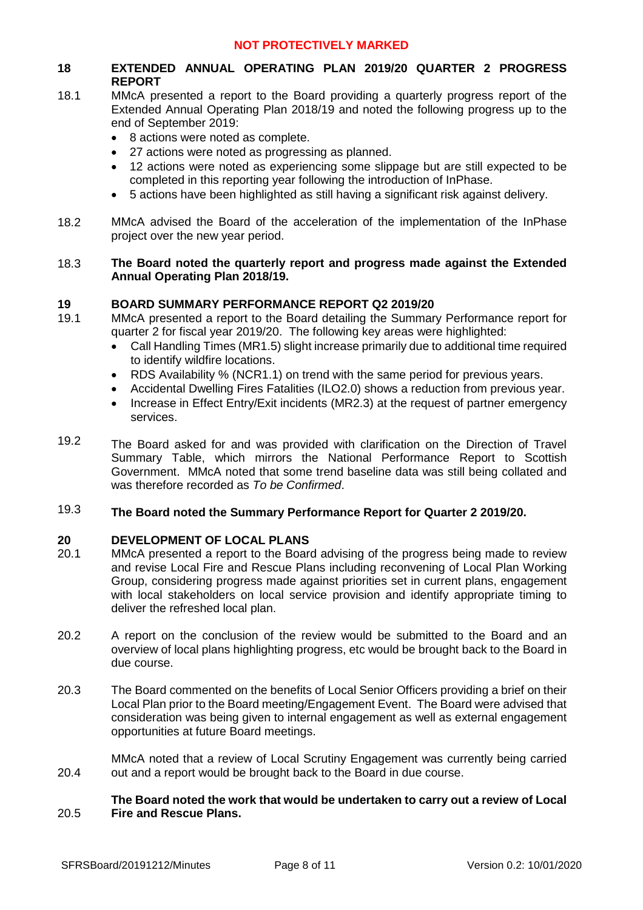## 18 EXTENDED ANNUAL OPERATING PLAN 2019/20 QUARTER 2 PROGRESS REPORT

18.1 MMcA presented a report to the Board providing a quarterly progress report of the Extended Annual Operating Plan 2018/19 and noted the following progress up to the end of September 2019:

- 8 actions were noted as complete.
- 27 actions were noted as progressing as planned.
- 12 actions were noted as experiencing some slippage but are still expected to be completed in this reporting year following the introduction of InPhase.
- 5 actions have been highlighted as still having a significant risk against delivery.

18.2 MMcA advised the Board of the acceleration of the implementation of the InPhase project over the new year period.

18.3 **The Board noted the quarterly report and progress made against the Extended Annual Operating Plan 2018/19.**

## 19 BOARD SUMMARY PERFORMANCE REPORT Q2 2019/20

19.1 MMcA presented a report to the Board detailing the Summary Performance report for quarter 2 for fiscal year 2019/20. The following key areas were highlighted:

- Call Handling Times (MR1.5) slight increase primarily due to additional time required to identify wildfire locations.
- RDS Availability % (NCR1.1) on trend with the same period for previous years.
- Accidental Dwelling Fires Fatalities (ILO2.0) shows a reduction from previous year.
- Increase in Effect Entry/Exit incidents (MR2.3) at the request of partner emergency services.

19.2 The Board asked for and was provided with clarification on the Direction of Travel Summary Table, which mirrors the National Performance Report to Scottish Government. MMcA noted that some trend baseline data was still being collated and was therefore recorded as *To be Confirmed*.

19.3 **The Board noted the Summary Performance Report for Quarter 2 2019/20.**

## 20 DEVELOPMENT OF LOCAL PLANS

20.1 MMcA presented a report to the Board advising of the progress being made to review and revise Local Fire and Rescue Plans including reconvening of Local Plan Working Group, considering progress made against priorities set in current plans, engagement with local stakeholders on local service provision and identify appropriate timing to deliver the refreshed local plan.

20.2 A report on the conclusion of the review would be submitted to the Board and an overview of local plans highlighting progress, etc would be brought back to the Board in due course.

20.3 The Board commented on the benefits of Local Senior Officers providing a brief on their Local Plan prior to the Board meeting/Engagement Event. The Board were advised that consideration was being given to internal engagement as well as external engagement opportunities at future Board meetings.

20.4 MMcA noted that a review of Local Scrutiny Engagement was currently being carried out and a report would be brought back to the Board in due course.

20.5 **The Board noted the work that would be undertaken to carry out a review of Local Fire and Rescue Plans.**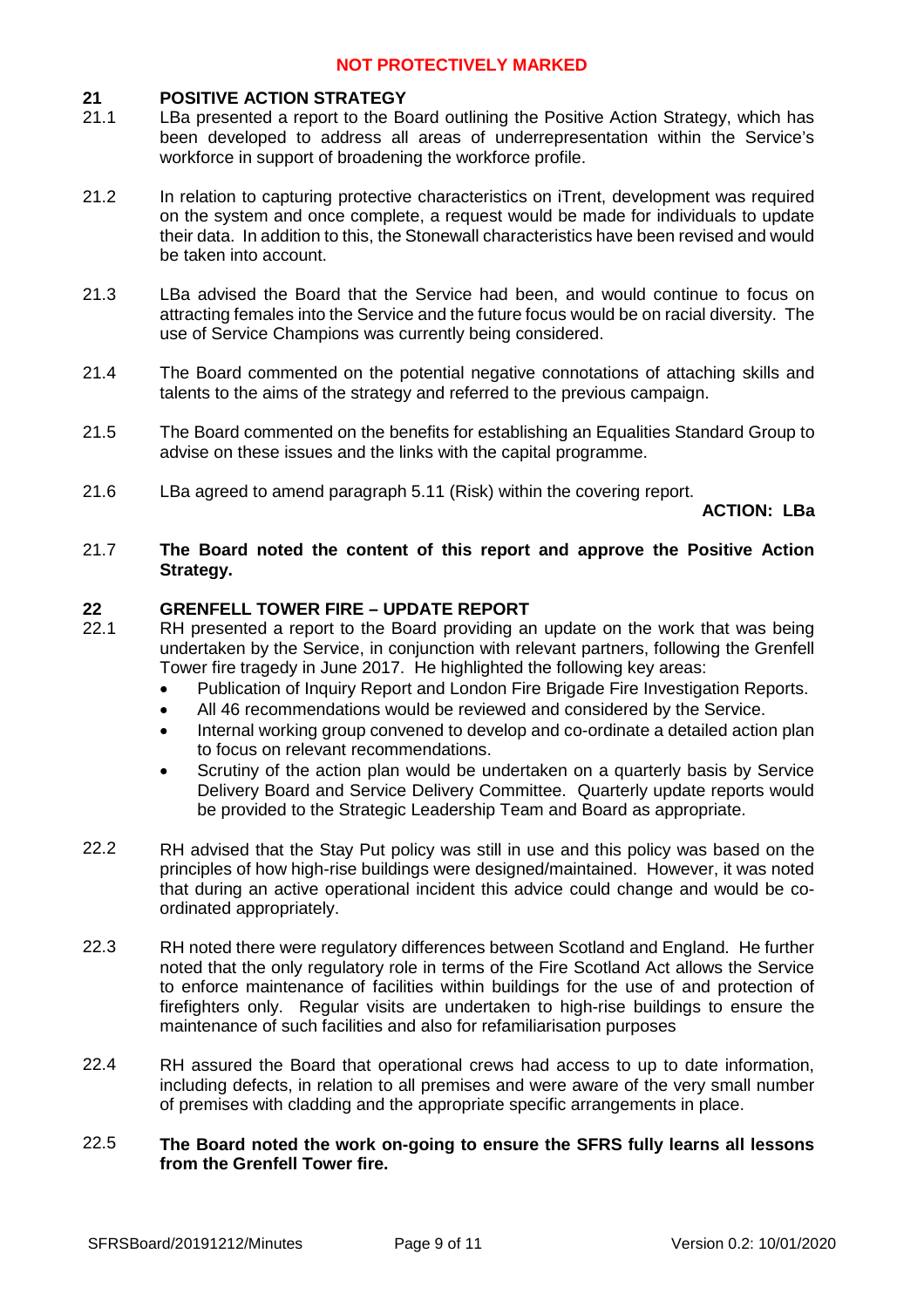## 21 POSITIVE ACTION STRATEGY

21.1 LBa presented a report to the Board outlining the Positive Action Strategy, which has been developed to address all areas of underrepresentation within the Service's workforce in support of broadening the workforce profile.

21.2 In relation to capturing protective characteristics on iTrent, development was required on the system and once complete, a request would be made for individuals to update their data. In addition to this, the Stonewall characteristics have been revised and would be taken into account.

21.3 LBa advised the Board that the Service had been, and would continue to focus on attracting females into the Service and the future focus would be on racial diversity. The use of Service Champions was currently being considered.

21.4 The Board commented on the potential negative connotations of attaching skills and talents to the aims of the strategy and referred to the previous campaign.

21.5 The Board commented on the benefits for establishing an Equalities Standard Group to advise on these issues and the links with the capital programme.

21.6 LBa agreed to amend paragraph 5.11 (Risk) within the covering report.

**ACTION: LBa**

21.7 **The Board noted the content of this report and approve the Positive Action Strategy.**

## 22 GRENFELL TOWER FIRE – UPDATE REPORT

22.1 RH presented a report to the Board providing an update on the work that was being undertaken by the Service, in conjunction with relevant partners, following the Grenfell Tower fire tragedy in June 2017. He highlighted the following key areas:

- Publication of Inquiry Report and London Fire Brigade Fire Investigation Reports.
- All 46 recommendations would be reviewed and considered by the Service.
- Internal working group convened to develop and co-ordinate a detailed action plan to focus on relevant recommendations.
- Scrutiny of the action plan would be undertaken on a quarterly basis by Service Delivery Board and Service Delivery Committee. Quarterly update reports would be provided to the Strategic Leadership Team and Board as appropriate.

22.2 RH advised that the Stay Put policy was still in use and this policy was based on the principles of how high-rise buildings were designed/maintained. However, it was noted that during an active operational incident this advice could change and would be co-ordinated appropriately.

22.3 RH noted there were regulatory differences between Scotland and England. He further noted that the only regulatory role in terms of the Fire Scotland Act allows the Service to enforce maintenance of facilities within buildings for the use of and protection of firefighters only. Regular visits are undertaken to high-rise buildings to ensure the maintenance of such facilities and also for refamiliarisation purposes

22.4 RH assured the Board that operational crews had access to up to date information, including defects, in relation to all premises and were aware of the very small number of premises with cladding and the appropriate specific arrangements in place.

22.5 **The Board noted the work on-going to ensure the SFRS fully learns all lessons from the Grenfell Tower fire.**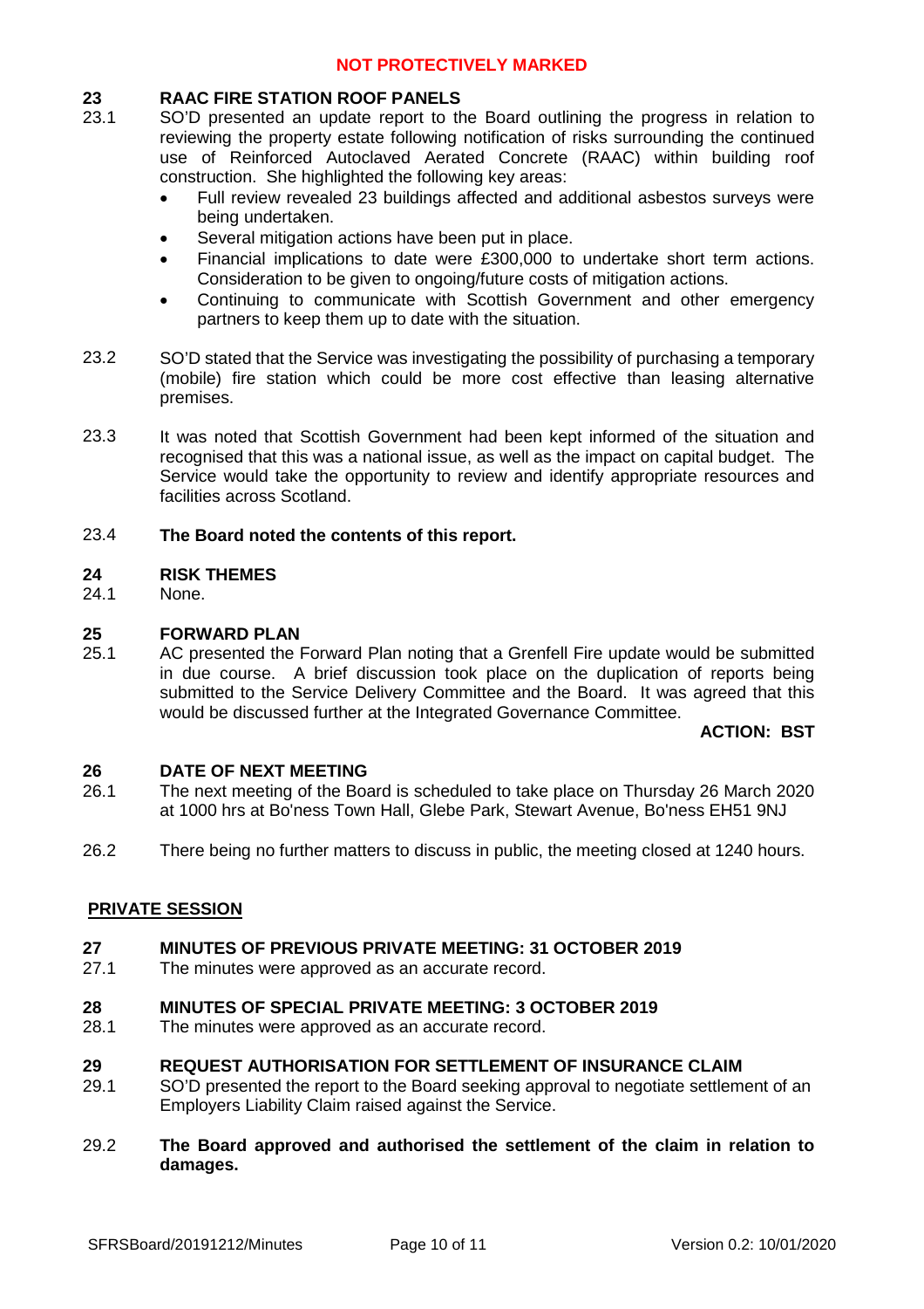**NOT PROTECTIVELY MARKED**

**23 RAAC FIRE STATION ROOF PANELS**

23.1 SO'D presented an update report to the Board outlining the progress in relation to reviewing the property estate following notification of risks surrounding the continued use of Reinforced Autoclaved Aerated Concrete (RAAC) within building roof construction. She highlighted the following key areas:

- Full review revealed 23 buildings affected and additional asbestos surveys were being undertaken.
- Several mitigation actions have been put in place.
- Financial implications to date were £300,000 to undertake short term actions. Consideration to be given to ongoing/future costs of mitigation actions.
- Continuing to communicate with Scottish Government and other emergency partners to keep them up to date with the situation.

23.2 SO'D stated that the Service was investigating the possibility of purchasing a temporary (mobile) fire station which could be more cost effective than leasing alternative premises.

23.3 It was noted that Scottish Government had been kept informed of the situation and recognised that this was a national issue, as well as the impact on capital budget. The Service would take the opportunity to review and identify appropriate resources and facilities across Scotland.

23.4 **The Board noted the contents of this report.**

**24 RISK THEMES**

24.1 None.

**25 FORWARD PLAN**

25.1 AC presented the Forward Plan noting that a Grenfell Fire update would be submitted in due course. A brief discussion took place on the duplication of reports being submitted to the Service Delivery Committee and the Board. It was agreed that this would be discussed further at the Integrated Governance Committee.

**ACTION: BST**

**26 DATE OF NEXT MEETING**

26.1 The next meeting of the Board is scheduled to take place on Thursday 26 March 2020 at 1000 hrs at Bo'ness Town Hall, Glebe Park, Stewart Avenue, Bo'ness EH51 9NJ

26.2 There being no further matters to discuss in public, the meeting closed at 1240 hours.

**PRIVATE SESSION**

**27 MINUTES OF PREVIOUS PRIVATE MEETING: 31 OCTOBER 2019**

27.1 The minutes were approved as an accurate record.

**28 MINUTES OF SPECIAL PRIVATE MEETING: 3 OCTOBER 2019**

28.1 The minutes were approved as an accurate record.

**29 REQUEST AUTHORISATION FOR SETTLEMENT OF INSURANCE CLAIM**

29.1 SO'D presented the report to the Board seeking approval to negotiate settlement of an Employers Liability Claim raised against the Service.

29.2 **The Board approved and authorised the settlement of the claim in relation to damages.**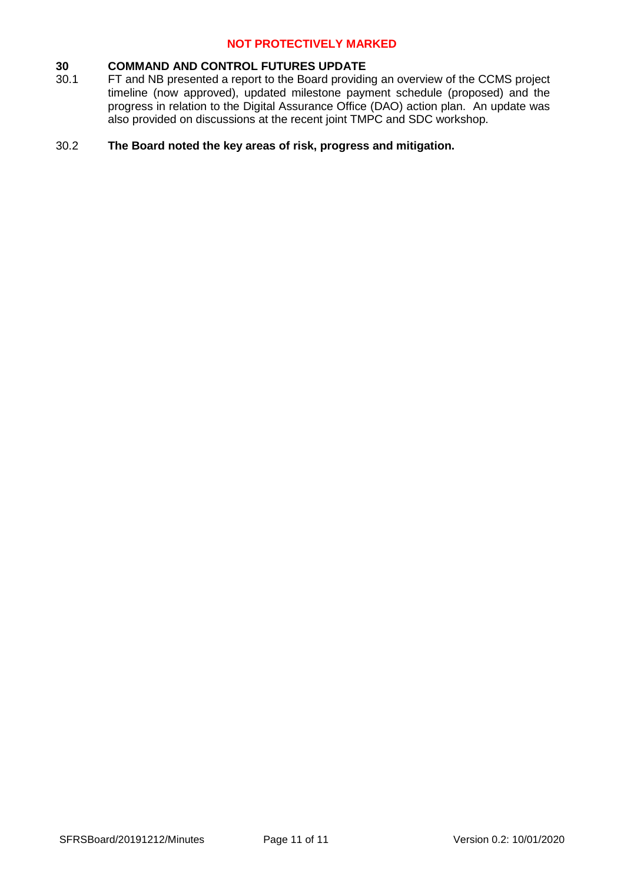### 30 COMMAND AND CONTROL FUTURES UPDATE

30.1 FT and NB presented a report to the Board providing an overview of the CCMS project timeline (now approved), updated milestone payment schedule (proposed) and the progress in relation to the Digital Assurance Office (DAO) action plan. An update was also provided on discussions at the recent joint TMPC and SDC workshop.

30.2 **The Board noted the key areas of risk, progress and mitigation.**